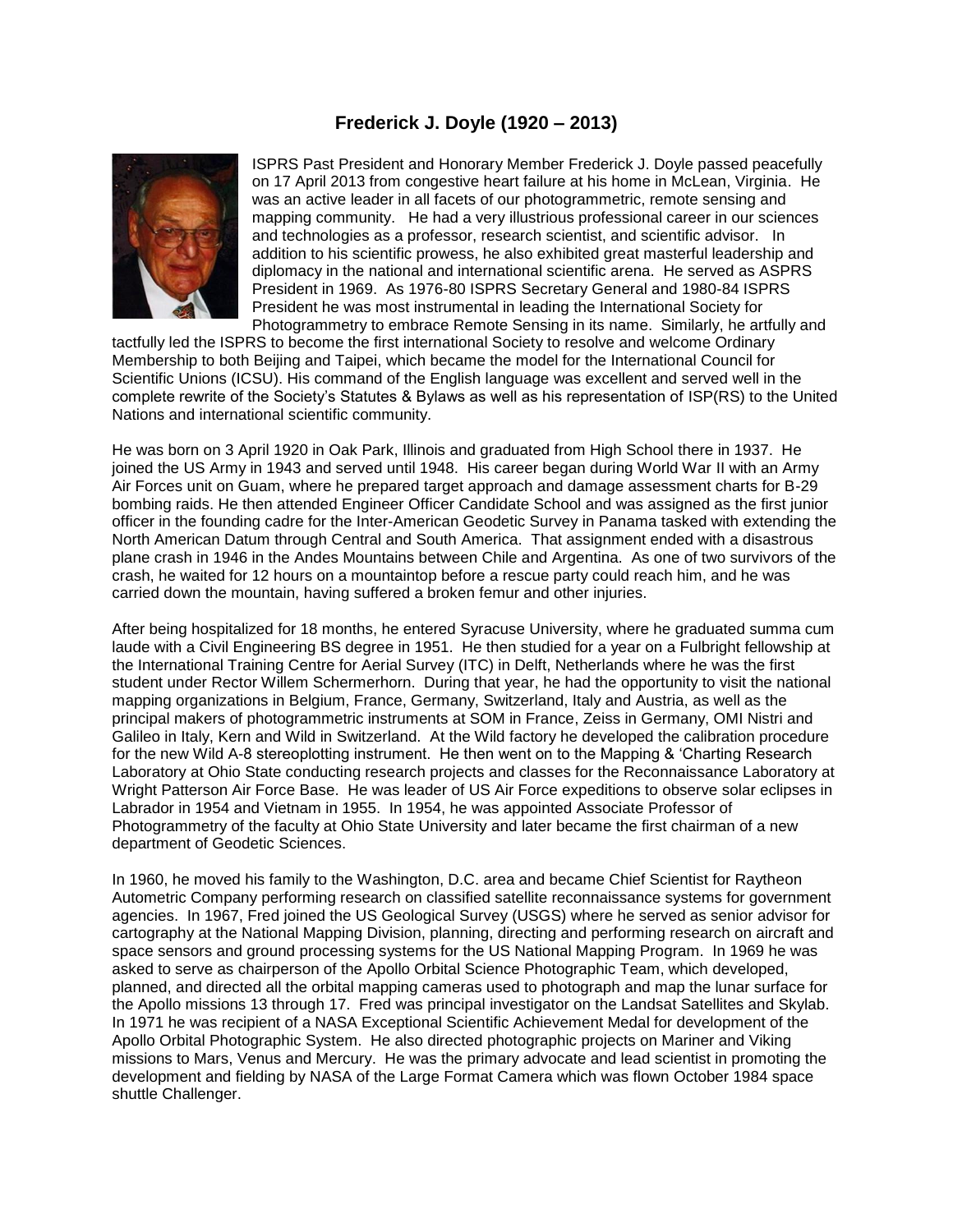# Frederick J. Doyle (1920 – 2013)

ISPRS Past President and Honorary Member Frederick J. Doyle passed peacefully on 17 April 2013 from congestive heart failure at his home in McLean, Virginia. He was an active leader in all facets of our photogrammetric, remote sensing and mapping community. He had a very illustrious professional career in our sciences and technologies as a professor, research scientist, and scientific advisor. In addition to his scientific prowess, he also exhibited great masterful leadership and diplomacy in the national and international scientific arena. He served as ASPRS President in 1969. As 1976-80 ISPRS Secretary General and 1980-84 ISPRS President he was most instrumental in leading the International Society for Photogrammetry to embrace Remote Sensing in its name. Similarly, he artfully and tactfully led the ISPRS to become the first international Society to resolve and welcome Ordinary Membership to both Beijing and Taipei, which became the model for the International Council for Scientific Unions (ICSU). His command of the English language was excellent and served well in the complete rewrite of the Society's Statutes & Bylaws as well as his representation of ISP(RS) to the United Nations and international scientific community.

He was born on 3 April 1920 in Oak Park, Illinois and graduated from High School there in 1937. He joined the US Army in 1943 and served until 1948. His career began during World War II with an Army Air Forces unit on Guam, where he prepared target approach and damage assessment charts for B-29 bombing raids. He then attended Engineer Officer Candidate School and was assigned as the first junior officer in the founding cadre for the Inter-American Geodetic Survey in Panama tasked with extending the North American Datum through Central and South America. That assignment ended with a disastrous plane crash in 1946 in the Andes Mountains between Chile and Argentina. As one of two survivors of the crash, he waited for 12 hours on a mountaintop before a rescue party could reach him, and he was carried down the mountain, having suffered a broken femur and other injuries.

After being hospitalized for 18 months, he entered Syracuse University, where he graduated summa cum laude with a Civil Engineering BS degree in 1951. He then studied for a year on a Fulbright fellowship at the International Training Centre for Aerial Survey (ITC) in Delft, Netherlands where he was the first student under Rector Willem Schermerhorn. During that year, he had the opportunity to visit the national mapping organizations in Belgium, France, Germany, Switzerland, Italy and Austria, as well as the principal makers of photogrammetric instruments at SOM in France, Zeiss in Germany, OMI Nistri and Galileo in Italy, Kern and Wild in Switzerland. At the Wild factory he developed the calibration procedure for the new Wild A-8 stereoplotting instrument. He then went on to the Mapping & 'Charting Research Laboratory at Ohio State conducting research projects and classes for the Reconnaissance Laboratory at Wright Patterson Air Force Base. He was leader of US Air Force expeditions to observe solar eclipses in Labrador in 1954 and Vietnam in 1955. In 1954, he was appointed Associate Professor of Photogrammetry of the faculty at Ohio State University and later became the first chairman of a new department of Geodetic Sciences.

In 1960, he moved his family to the Washington, D.C. area and became Chief Scientist for Raytheon Autometric Company performing research on classified satellite reconnaissance systems for government agencies. In 1967, Fred joined the US Geological Survey (USGS) where he served as senior advisor for cartography at the National Mapping Division, planning, directing and performing research on aircraft and space sensors and ground processing systems for the US National Mapping Program. In 1969 he was asked to serve as chairperson of the Apollo Orbital Science Photographic Team, which developed, planned, and directed all the orbital mapping cameras used to photograph and map the lunar surface for the Apollo missions 13 through 17. Fred was principal investigator on the Landsat Satellites and Skylab. In 1971 he was recipient of a NASA Exceptional Scientific Achievement Medal for development of the Apollo Orbital Photographic System. He also directed photographic projects on Mariner and Viking missions to Mars, Venus and Mercury. He was the primary advocate and lead scientist in promoting the development and fielding by NASA of the Large Format Camera which was flown October 1984 space shuttle Challenger.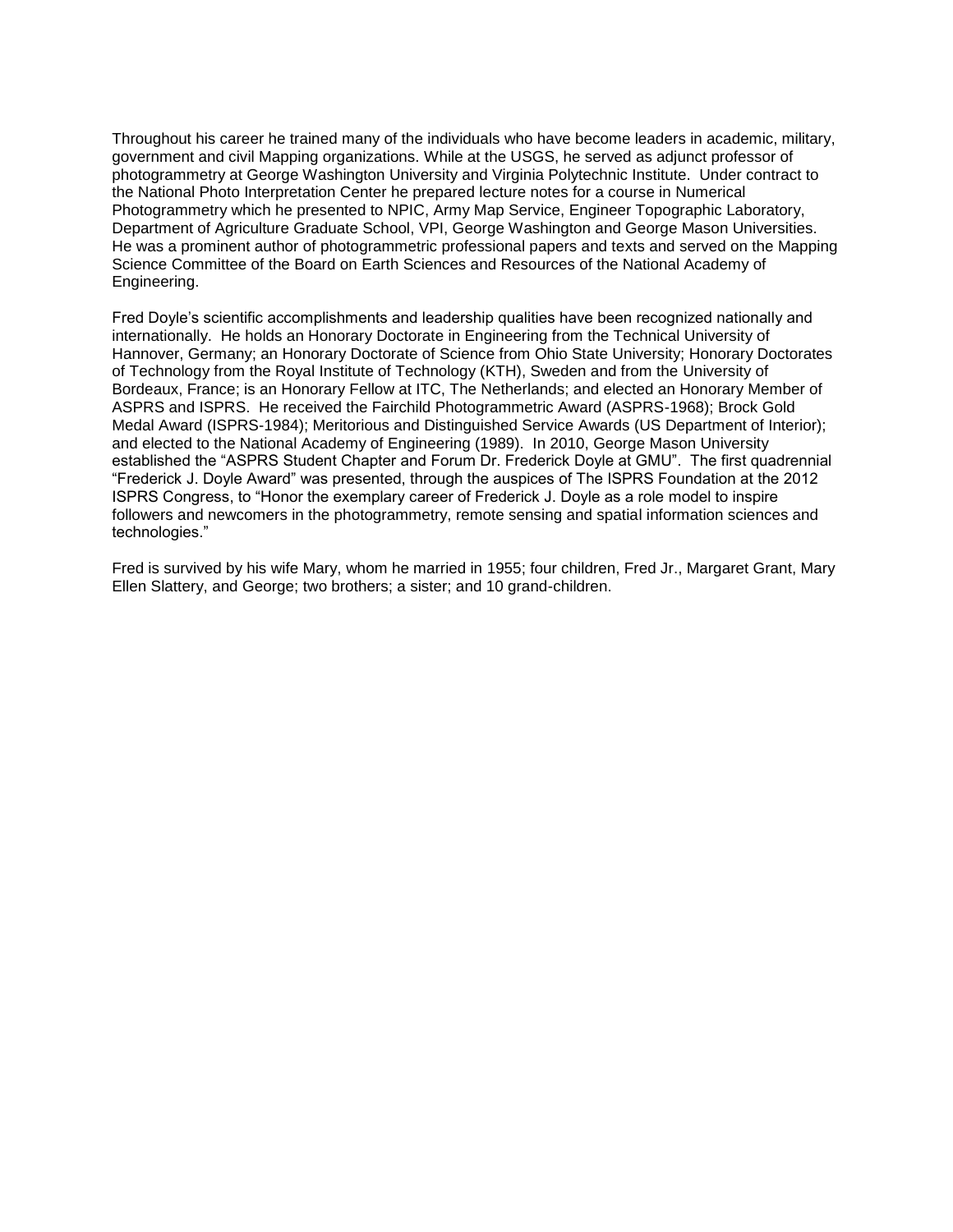Throughout his career he trained many of the individuals who have become leaders in academic, military, government and civil Mapping organizations. While at the USGS, he served as adjunct professor of photogrammetry at George Washington University and Virginia Polytechnic Institute. Under contract to the National Photo Interpretation Center he prepared lecture notes for a course in Numerical Photogrammetry which he presented to NPIC, Army Map Service, Engineer Topographic Laboratory, Department of Agriculture Graduate School, VPI, George Washington and George Mason Universities. He was a prominent author of photogrammetric professional papers and texts and served on the Mapping Science Committee of the Board on Earth Sciences and Resources of the National Academy of Engineering.

Fred Doyle's scientific accomplishments and leadership qualities have been recognized nationally and internationally. He holds an Honorary Doctorate in Engineering from the Technical University of Hannover, Germany; an Honorary Doctorate of Science from Ohio State University; Honorary Doctorates of Technology from the Royal Institute of Technology (KTH), Sweden and from the University of Bordeaux, France; is an Honorary Fellow at ITC, The Netherlands; and elected an Honorary Member of ASPRS and ISPRS. He received the Fairchild Photogrammetric Award (ASPRS-1968); Brock Gold Medal Award (ISPRS-1984); Meritorious and Distinguished Service Awards (US Department of Interior); and elected to the National Academy of Engineering (1989). In 2010, George Mason University established the "ASPRS Student Chapter and Forum Dr. Frederick Doyle at GMU". The first quadrennial "Frederick J. Doyle Award" was presented, through the auspices of The ISPRS Foundation at the 2012 ISPRS Congress, to "Honor the exemplary career of Frederick J. Doyle as a role model to inspire followers and newcomers in the photogrammetry, remote sensing and spatial information sciences and technologies."

Fred is survived by his wife Mary, whom he married in 1955; four children, Fred Jr., Margaret Grant, Mary Ellen Slattery, and George; two brothers; a sister; and 10 grand-children.